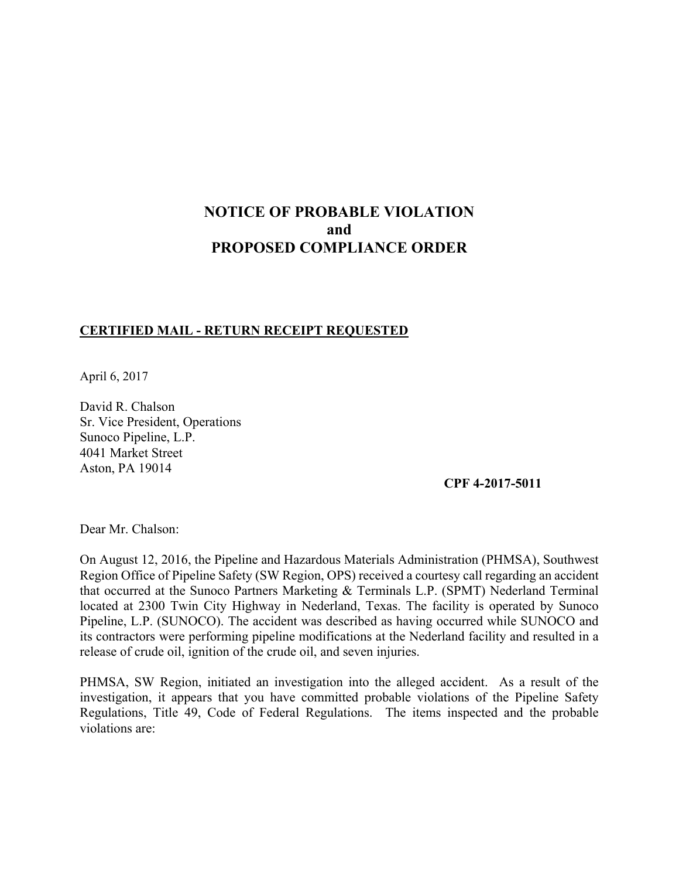# NOTICE OF PROBABLE VIOLATION
# and
# PROPOSED COMPLIANCE ORDER

**CERTIFIED MAIL - RETURN RECEIPT REQUESTED**

April 6, 2017

David R. Chalson
Sr. Vice President, Operations
Sunoco Pipeline, L.P.
4041 Market Street
Aston, PA 19014

**CPF 4-2017-5011**

Dear Mr. Chalson:

On August 12, 2016, the Pipeline and Hazardous Materials Administration (PHMSA), Southwest Region Office of Pipeline Safety (SW Region, OPS) received a courtesy call regarding an accident that occurred at the Sunoco Partners Marketing & Terminals L.P. (SPMT) Nederland Terminal located at 2300 Twin City Highway in Nederland, Texas. The facility is operated by Sunoco Pipeline, L.P. (SUNOCO). The accident was described as having occurred while SUNOCO and its contractors were performing pipeline modifications at the Nederland facility and resulted in a release of crude oil, ignition of the crude oil, and seven injuries.

PHMSA, SW Region, initiated an investigation into the alleged accident. As a result of the investigation, it appears that you have committed probable violations of the Pipeline Safety Regulations, Title 49, Code of Federal Regulations. The items inspected and the probable violations are: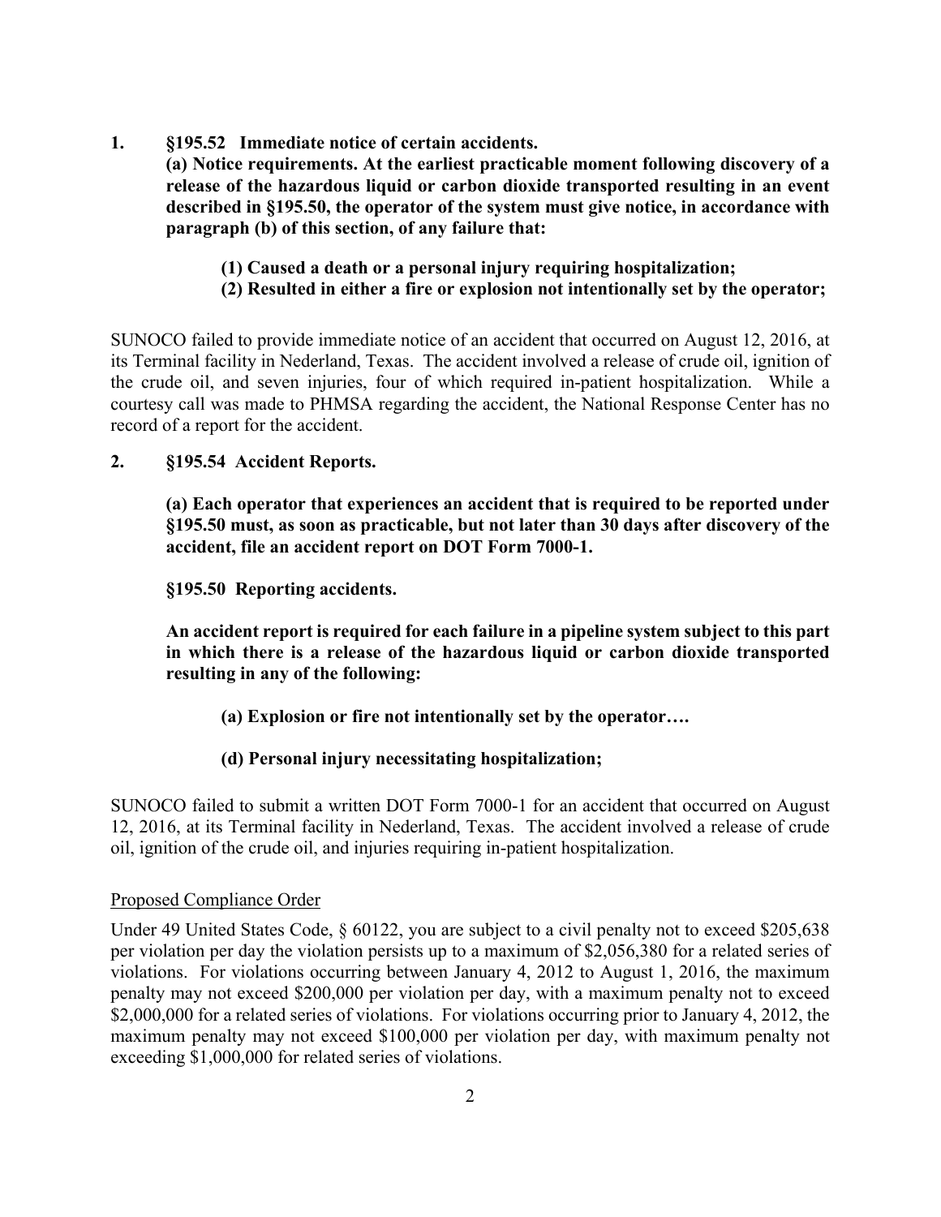**1. §195.52 Immediate notice of certain accidents.**

**(a) Notice requirements. At the earliest practicable moment following discovery of a release of the hazardous liquid or carbon dioxide transported resulting in an event described in §195.50, the operator of the system must give notice, in accordance with paragraph (b) of this section, of any failure that:**

> **(1) Caused a death or a personal injury requiring hospitalization;**
> **(2) Resulted in either a fire or explosion not intentionally set by the operator;**

SUNOCO failed to provide immediate notice of an accident that occurred on August 12, 2016, at its Terminal facility in Nederland, Texas. The accident involved a release of crude oil, ignition of the crude oil, and seven injuries, four of which required in-patient hospitalization. While a courtesy call was made to PHMSA regarding the accident, the National Response Center has no record of a report for the accident.

**2. §195.54 Accident Reports.**

**(a) Each operator that experiences an accident that is required to be reported under §195.50 must, as soon as practicable, but not later than 30 days after discovery of the accident, file an accident report on DOT Form 7000-1.**

**§195.50 Reporting accidents.**

**An accident report is required for each failure in a pipeline system subject to this part in which there is a release of the hazardous liquid or carbon dioxide transported resulting in any of the following:**

> **(a) Explosion or fire not intentionally set by the operator….**
>
> **(d) Personal injury necessitating hospitalization;**

SUNOCO failed to submit a written DOT Form 7000-1 for an accident that occurred on August 12, 2016, at its Terminal facility in Nederland, Texas. The accident involved a release of crude oil, ignition of the crude oil, and injuries requiring in-patient hospitalization.

<u>Proposed Compliance Order</u>

Under 49 United States Code, § 60122, you are subject to a civil penalty not to exceed $205,638 per violation per day the violation persists up to a maximum of $2,056,380 for a related series of violations. For violations occurring between January 4, 2012 to August 1, 2016, the maximum penalty may not exceed $200,000 per violation per day, with a maximum penalty not to exceed $2,000,000 for a related series of violations. For violations occurring prior to January 4, 2012, the maximum penalty may not exceed $100,000 per violation per day, with maximum penalty not exceeding $1,000,000 for related series of violations.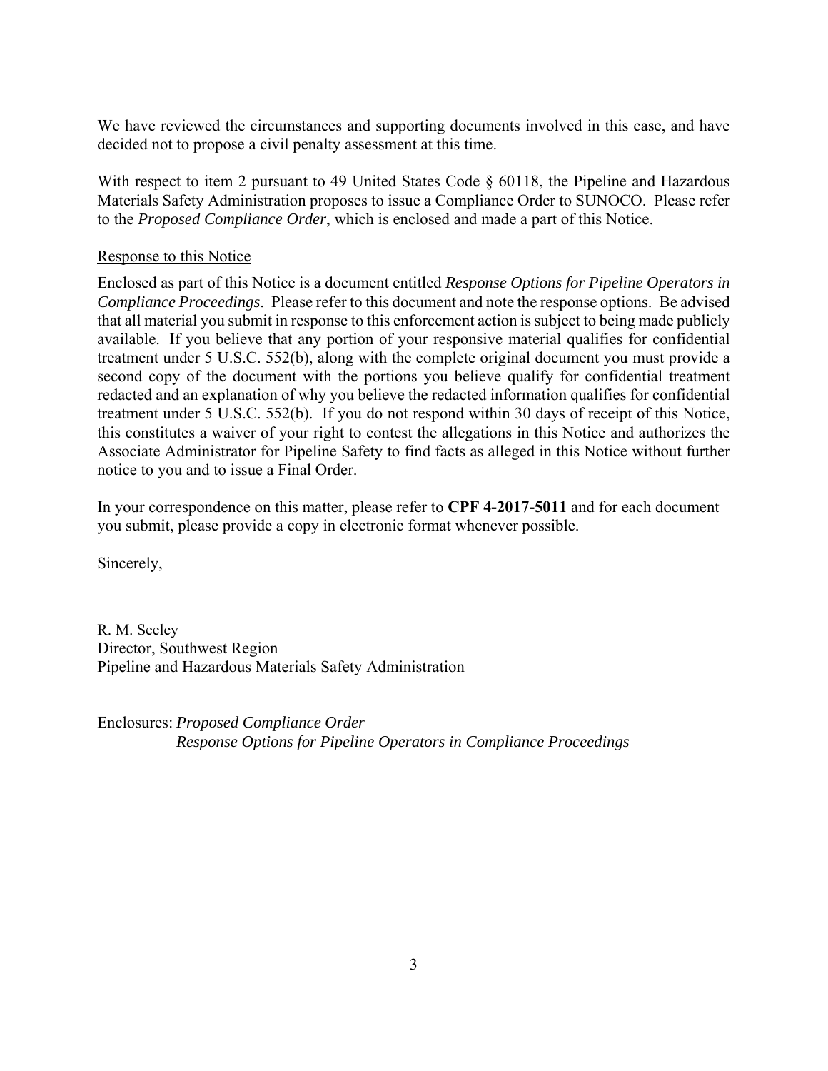We have reviewed the circumstances and supporting documents involved in this case, and have decided not to propose a civil penalty assessment at this time.

With respect to item 2 pursuant to 49 United States Code § 60118, the Pipeline and Hazardous Materials Safety Administration proposes to issue a Compliance Order to SUNOCO. Please refer to the *Proposed Compliance Order*, which is enclosed and made a part of this Notice.

<u>Response to this Notice</u>

Enclosed as part of this Notice is a document entitled *Response Options for Pipeline Operators in Compliance Proceedings*. Please refer to this document and note the response options. Be advised that all material you submit in response to this enforcement action is subject to being made publicly available. If you believe that any portion of your responsive material qualifies for confidential treatment under 5 U.S.C. 552(b), along with the complete original document you must provide a second copy of the document with the portions you believe qualify for confidential treatment redacted and an explanation of why you believe the redacted information qualifies for confidential treatment under 5 U.S.C. 552(b). If you do not respond within 30 days of receipt of this Notice, this constitutes a waiver of your right to contest the allegations in this Notice and authorizes the Associate Administrator for Pipeline Safety to find facts as alleged in this Notice without further notice to you and to issue a Final Order.

In your correspondence on this matter, please refer to **CPF 4-2017-5011** and for each document you submit, please provide a copy in electronic format whenever possible.

Sincerely,

R. M. Seeley
Director, Southwest Region
Pipeline and Hazardous Materials Safety Administration

Enclosures: *Proposed Compliance Order*
*Response Options for Pipeline Operators in Compliance Proceedings*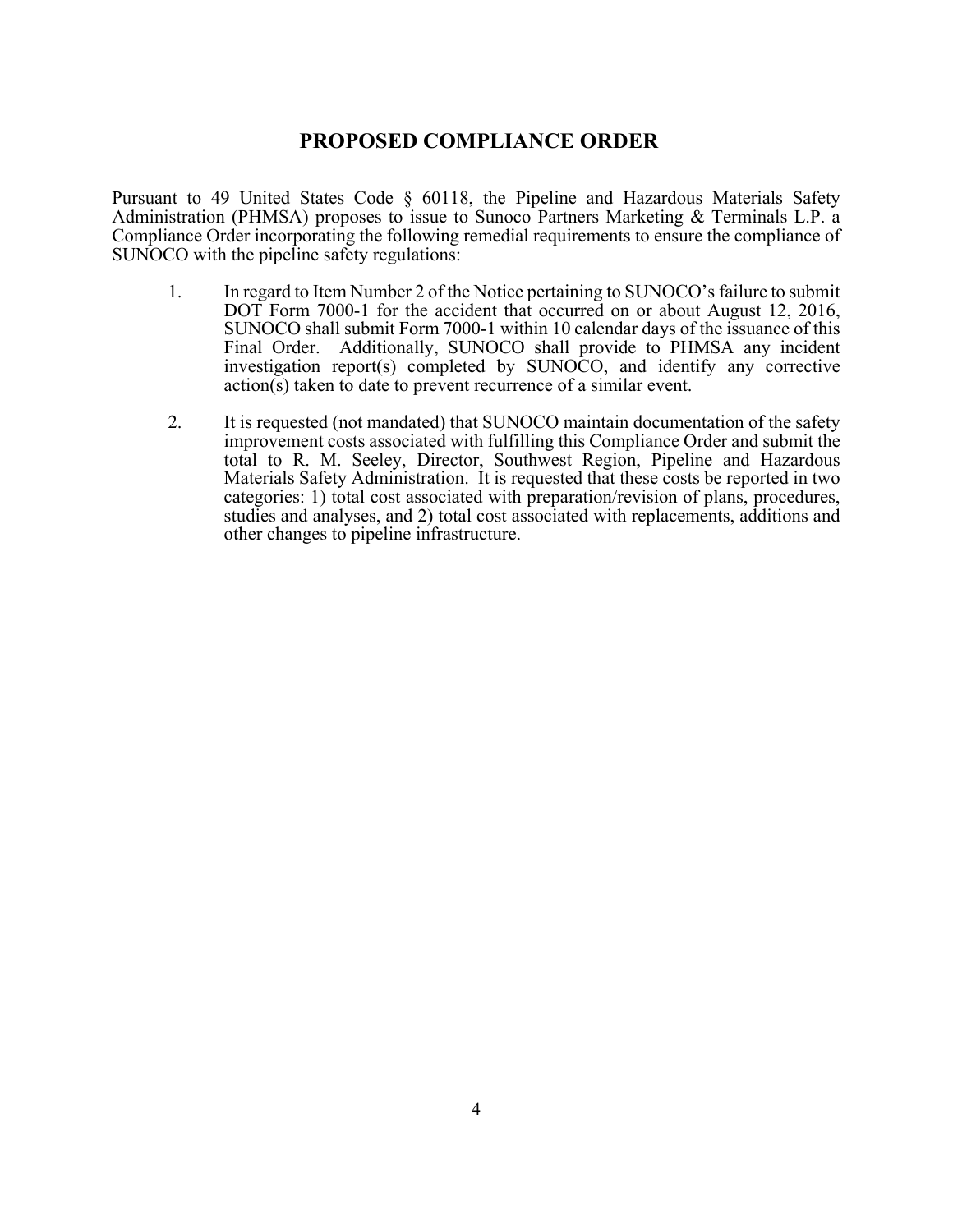## PROPOSED COMPLIANCE ORDER

Pursuant to 49 United States Code § 60118, the Pipeline and Hazardous Materials Safety Administration (PHMSA) proposes to issue to Sunoco Partners Marketing & Terminals L.P. a Compliance Order incorporating the following remedial requirements to ensure the compliance of SUNOCO with the pipeline safety regulations:

1. In regard to Item Number 2 of the Notice pertaining to SUNOCO's failure to submit DOT Form 7000-1 for the accident that occurred on or about August 12, 2016, SUNOCO shall submit Form 7000-1 within 10 calendar days of the issuance of this Final Order. Additionally, SUNOCO shall provide to PHMSA any incident investigation report(s) completed by SUNOCO, and identify any corrective action(s) taken to date to prevent recurrence of a similar event.

2. It is requested (not mandated) that SUNOCO maintain documentation of the safety improvement costs associated with fulfilling this Compliance Order and submit the total to R. M. Seeley, Director, Southwest Region, Pipeline and Hazardous Materials Safety Administration. It is requested that these costs be reported in two categories: 1) total cost associated with preparation/revision of plans, procedures, studies and analyses, and 2) total cost associated with replacements, additions and other changes to pipeline infrastructure.